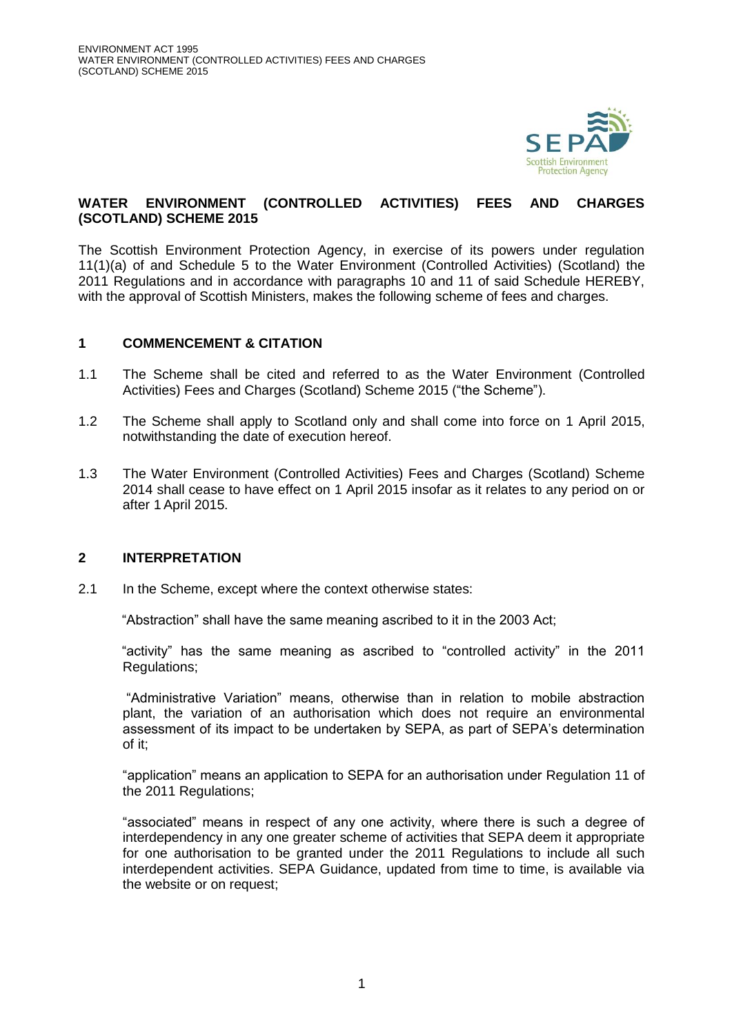# WATER ENVIRONMENT (CONTROLLED ACTIVITIES) FEES AND CHARGES (SCOTLAND) SCHEME 2015

The Scottish Environment Protection Agency, in exercise of its powers under regulation 11(1)(a) of and Schedule 5 to the Water Environment (Controlled Activities) (Scotland) the 2011 Regulations and in accordance with paragraphs 10 and 11 of said Schedule HEREBY, with the approval of Scottish Ministers, makes the following scheme of fees and charges.

## 1 COMMENCEMENT & CITATION

1.1 The Scheme shall be cited and referred to as the Water Environment (Controlled Activities) Fees and Charges (Scotland) Scheme 2015 ("the Scheme").

1.2 The Scheme shall apply to Scotland only and shall come into force on 1 April 2015, notwithstanding the date of execution hereof.

1.3 The Water Environment (Controlled Activities) Fees and Charges (Scotland) Scheme 2014 shall cease to have effect on 1 April 2015 insofar as it relates to any period on or after 1 April 2015.

## 2 INTERPRETATION

2.1 In the Scheme, except where the context otherwise states:

"Abstraction" shall have the same meaning ascribed to it in the 2003 Act;

"activity" has the same meaning as ascribed to "controlled activity" in the 2011 Regulations;

"Administrative Variation" means, otherwise than in relation to mobile abstraction plant, the variation of an authorisation which does not require an environmental assessment of its impact to be undertaken by SEPA, as part of SEPA's determination of it;

"application" means an application to SEPA for an authorisation under Regulation 11 of the 2011 Regulations;

"associated" means in respect of any one activity, where there is such a degree of interdependency in any one greater scheme of activities that SEPA deem it appropriate for one authorisation to be granted under the 2011 Regulations to include all such interdependent activities. SEPA Guidance, updated from time to time, is available via the website or on request;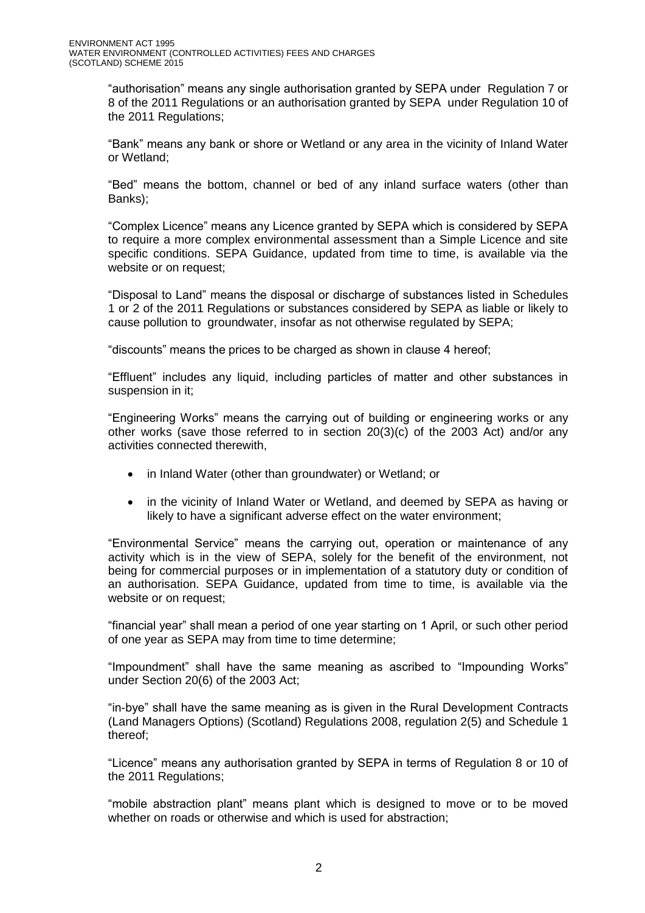"authorisation" means any single authorisation granted by SEPA under Regulation 7 or 8 of the 2011 Regulations or an authorisation granted by SEPA under Regulation 10 of the 2011 Regulations;

"Bank" means any bank or shore or Wetland or any area in the vicinity of Inland Water or Wetland;

"Bed" means the bottom, channel or bed of any inland surface waters (other than Banks);

"Complex Licence" means any Licence granted by SEPA which is considered by SEPA to require a more complex environmental assessment than a Simple Licence and site specific conditions. SEPA Guidance, updated from time to time, is available via the website or on request;

"Disposal to Land" means the disposal or discharge of substances listed in Schedules 1 or 2 of the 2011 Regulations or substances considered by SEPA as liable or likely to cause pollution to groundwater, insofar as not otherwise regulated by SEPA;

"discounts" means the prices to be charged as shown in clause 4 hereof;

"Effluent" includes any liquid, including particles of matter and other substances in suspension in it;

"Engineering Works" means the carrying out of building or engineering works or any other works (save those referred to in section 20(3)(c) of the 2003 Act) and/or any activities connected therewith,

- in Inland Water (other than groundwater) or Wetland; or
- in the vicinity of Inland Water or Wetland, and deemed by SEPA as having or likely to have a significant adverse effect on the water environment;

"Environmental Service" means the carrying out, operation or maintenance of any activity which is in the view of SEPA, solely for the benefit of the environment, not being for commercial purposes or in implementation of a statutory duty or condition of an authorisation. SEPA Guidance, updated from time to time, is available via the website or on request;

"financial year" shall mean a period of one year starting on 1 April, or such other period of one year as SEPA may from time to time determine;

"Impoundment" shall have the same meaning as ascribed to "Impounding Works" under Section 20(6) of the 2003 Act;

"in-bye" shall have the same meaning as is given in the Rural Development Contracts (Land Managers Options) (Scotland) Regulations 2008, regulation 2(5) and Schedule 1 thereof;

"Licence" means any authorisation granted by SEPA in terms of Regulation 8 or 10 of the 2011 Regulations;

"mobile abstraction plant" means plant which is designed to move or to be moved whether on roads or otherwise and which is used for abstraction;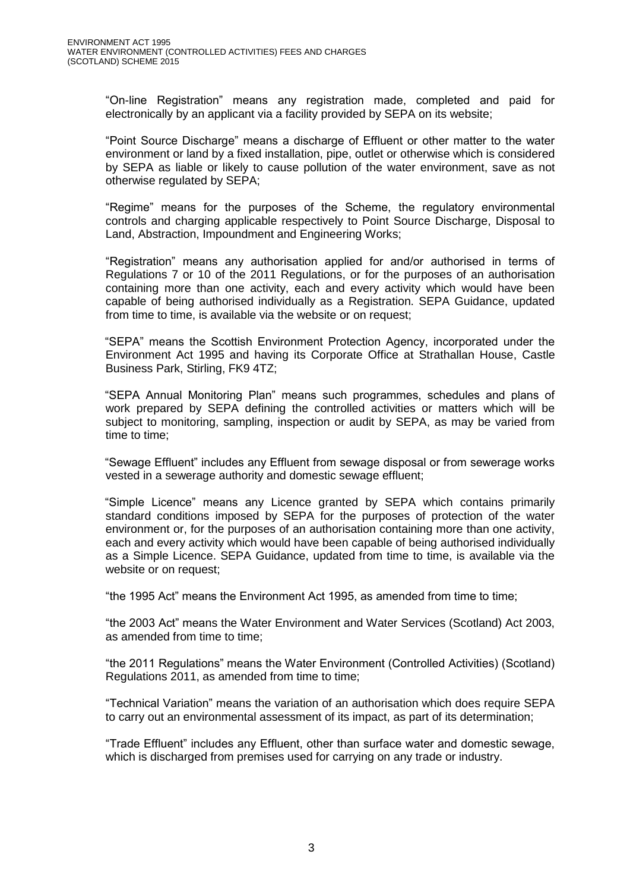"On-line Registration" means any registration made, completed and paid for electronically by an applicant via a facility provided by SEPA on its website;

"Point Source Discharge" means a discharge of Effluent or other matter to the water environment or land by a fixed installation, pipe, outlet or otherwise which is considered by SEPA as liable or likely to cause pollution of the water environment, save as not otherwise regulated by SEPA;

"Regime" means for the purposes of the Scheme, the regulatory environmental controls and charging applicable respectively to Point Source Discharge, Disposal to Land, Abstraction, Impoundment and Engineering Works;

"Registration" means any authorisation applied for and/or authorised in terms of Regulations 7 or 10 of the 2011 Regulations, or for the purposes of an authorisation containing more than one activity, each and every activity which would have been capable of being authorised individually as a Registration. SEPA Guidance, updated from time to time, is available via the website or on request;

"SEPA" means the Scottish Environment Protection Agency, incorporated under the Environment Act 1995 and having its Corporate Office at Strathallan House, Castle Business Park, Stirling, FK9 4TZ;

"SEPA Annual Monitoring Plan" means such programmes, schedules and plans of work prepared by SEPA defining the controlled activities or matters which will be subject to monitoring, sampling, inspection or audit by SEPA, as may be varied from time to time;

"Sewage Effluent" includes any Effluent from sewage disposal or from sewerage works vested in a sewerage authority and domestic sewage effluent;

"Simple Licence" means any Licence granted by SEPA which contains primarily standard conditions imposed by SEPA for the purposes of protection of the water environment or, for the purposes of an authorisation containing more than one activity, each and every activity which would have been capable of being authorised individually as a Simple Licence. SEPA Guidance, updated from time to time, is available via the website or on request;

"the 1995 Act" means the Environment Act 1995, as amended from time to time;

"the 2003 Act" means the Water Environment and Water Services (Scotland) Act 2003, as amended from time to time;

"the 2011 Regulations" means the Water Environment (Controlled Activities) (Scotland) Regulations 2011, as amended from time to time;

"Technical Variation" means the variation of an authorisation which does require SEPA to carry out an environmental assessment of its impact, as part of its determination;

"Trade Effluent" includes any Effluent, other than surface water and domestic sewage, which is discharged from premises used for carrying on any trade or industry.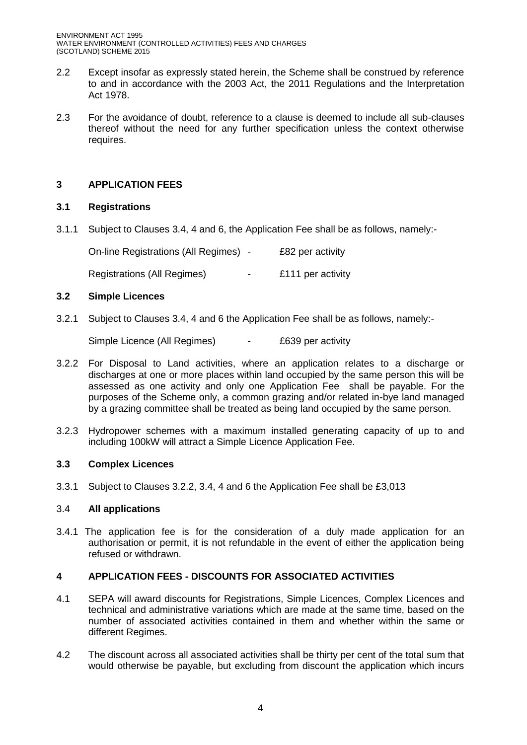2.2 Except insofar as expressly stated herein, the Scheme shall be construed by reference to and in accordance with the 2003 Act, the 2011 Regulations and the Interpretation Act 1978.

2.3 For the avoidance of doubt, reference to a clause is deemed to include all sub-clauses thereof without the need for any further specification unless the context otherwise requires.

## 3 APPLICATION FEES

### 3.1 Registrations

3.1.1 Subject to Clauses 3.4, 4 and 6, the Application Fee shall be as follows, namely:-

On-line Registrations (All Regimes) - £82 per activity

Registrations (All Regimes) - £111 per activity

### 3.2 Simple Licences

3.2.1 Subject to Clauses 3.4, 4 and 6 the Application Fee shall be as follows, namely:-

Simple Licence (All Regimes) - £639 per activity

3.2.2 For Disposal to Land activities, where an application relates to a discharge or discharges at one or more places within land occupied by the same person this will be assessed as one activity and only one Application Fee shall be payable. For the purposes of the Scheme only, a common grazing and/or related in-bye land managed by a grazing committee shall be treated as being land occupied by the same person.

3.2.3 Hydropower schemes with a maximum installed generating capacity of up to and including 100kW will attract a Simple Licence Application Fee.

### 3.3 Complex Licences

3.3.1 Subject to Clauses 3.2.2, 3.4, 4 and 6 the Application Fee shall be £3,013

### 3.4 All applications

3.4.1 The application fee is for the consideration of a duly made application for an authorisation or permit, it is not refundable in the event of either the application being refused or withdrawn.

## 4 APPLICATION FEES - DISCOUNTS FOR ASSOCIATED ACTIVITIES

4.1 SEPA will award discounts for Registrations, Simple Licences, Complex Licences and technical and administrative variations which are made at the same time, based on the number of associated activities contained in them and whether within the same or different Regimes.

4.2 The discount across all associated activities shall be thirty per cent of the total sum that would otherwise be payable, but excluding from discount the application which incurs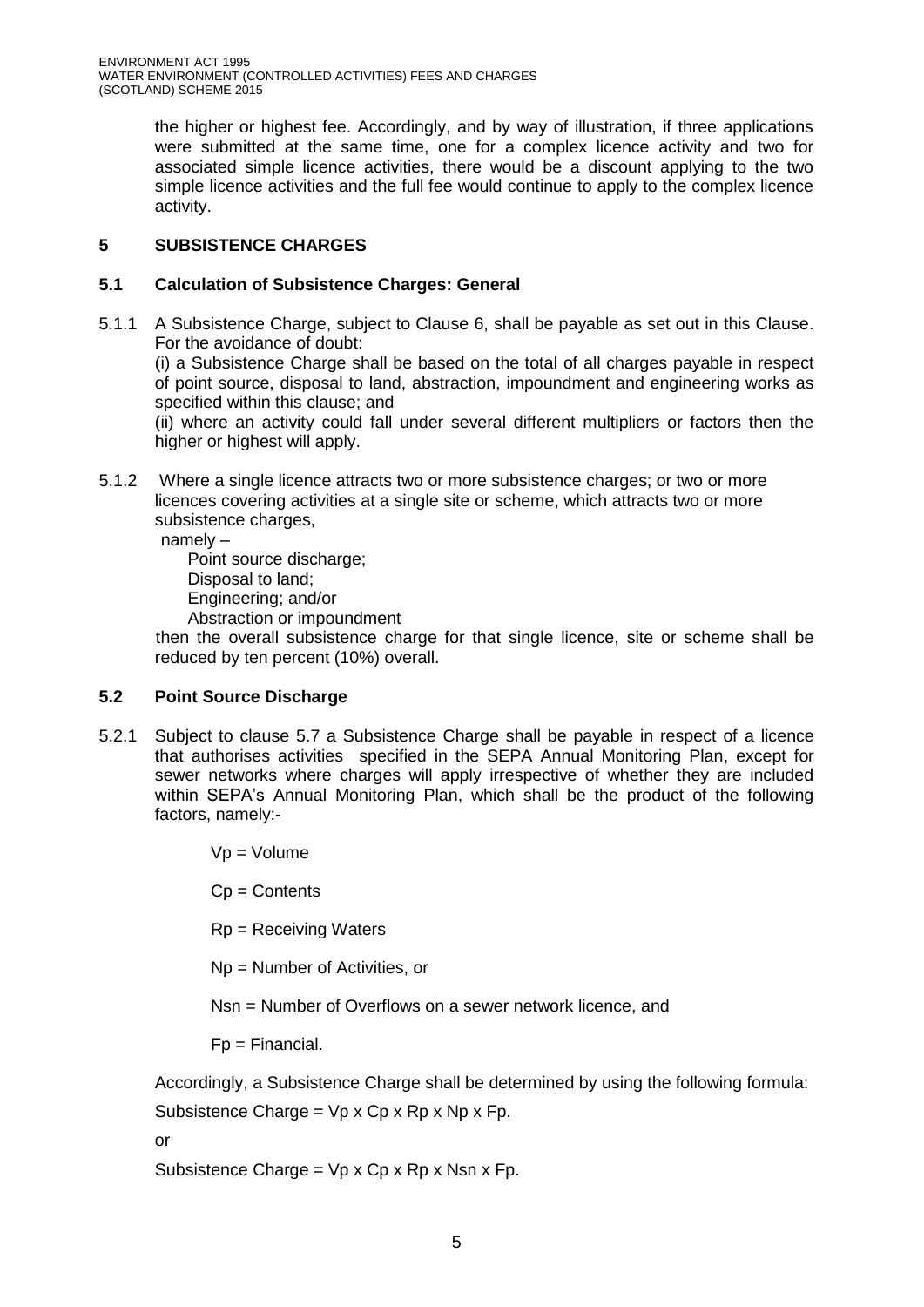the higher or highest fee. Accordingly, and by way of illustration, if three applications were submitted at the same time, one for a complex licence activity and two for associated simple licence activities, there would be a discount applying to the two simple licence activities and the full fee would continue to apply to the complex licence activity.

## 5 SUBSISTENCE CHARGES

### 5.1 Calculation of Subsistence Charges: General

5.1.1 A Subsistence Charge, subject to Clause 6, shall be payable as set out in this Clause. For the avoidance of doubt:

(i) a Subsistence Charge shall be based on the total of all charges payable in respect of point source, disposal to land, abstraction, impoundment and engineering works as specified within this clause; and

(ii) where an activity could fall under several different multipliers or factors then the higher or highest will apply.

5.1.2 Where a single licence attracts two or more subsistence charges; or two or more licences covering activities at a single site or scheme, which attracts two or more subsistence charges,

namely –

Point source discharge;
Disposal to land;
Engineering; and/or
Abstraction or impoundment

then the overall subsistence charge for that single licence, site or scheme shall be reduced by ten percent (10%) overall.

### 5.2 Point Source Discharge

5.2.1 Subject to clause 5.7 a Subsistence Charge shall be payable in respect of a licence that authorises activities specified in the SEPA Annual Monitoring Plan, except for sewer networks where charges will apply irrespective of whether they are included within SEPA's Annual Monitoring Plan, which shall be the product of the following factors, namely:-

$V_p$ = Volume

$C_p$ = Contents

$R_p$ = Receiving Waters

$N_p$ = Number of Activities, or

$N_{sn}$ = Number of Overflows on a sewer network licence, and

$F_p$ = Financial.

Accordingly, a Subsistence Charge shall be determined by using the following formula:

Subsistence Charge = $V_p \times C_p \times R_p \times N_p \times F_p$.

or

Subsistence Charge = $V_p \times C_p \times R_p \times N_{sn} \times F_p$.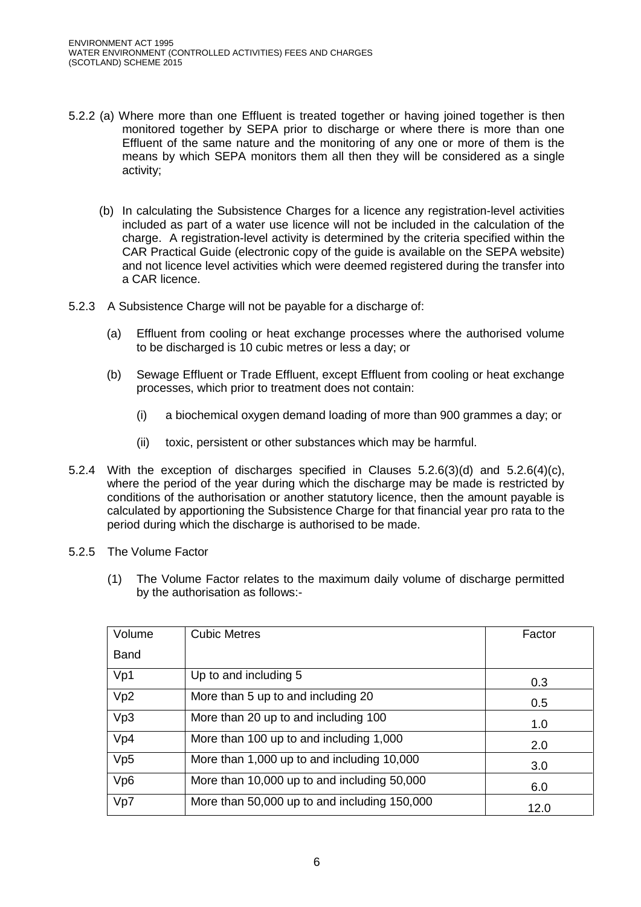5.2.2 (a) Where more than one Effluent is treated together or having joined together is then monitored together by SEPA prior to discharge or where there is more than one Effluent of the same nature and the monitoring of any one or more of them is the means by which SEPA monitors them all then they will be considered as a single activity;

(b) In calculating the Subsistence Charges for a licence any registration-level activities included as part of a water use licence will not be included in the calculation of the charge. A registration-level activity is determined by the criteria specified within the CAR Practical Guide (electronic copy of the guide is available on the SEPA website) and not licence level activities which were deemed registered during the transfer into a CAR licence.

5.2.3 A Subsistence Charge will not be payable for a discharge of:

(a) Effluent from cooling or heat exchange processes where the authorised volume to be discharged is 10 cubic metres or less a day; or

(b) Sewage Effluent or Trade Effluent, except Effluent from cooling or heat exchange processes, which prior to treatment does not contain:

(i) a biochemical oxygen demand loading of more than 900 grammes a day; or

(ii) toxic, persistent or other substances which may be harmful.

5.2.4 With the exception of discharges specified in Clauses 5.2.6(3)(d) and 5.2.6(4)(c), where the period of the year during which the discharge may be made is restricted by conditions of the authorisation or another statutory licence, then the amount payable is calculated by apportioning the Subsistence Charge for that financial year pro rata to the period during which the discharge is authorised to be made.

5.2.5 The Volume Factor

(1) The Volume Factor relates to the maximum daily volume of discharge permitted by the authorisation as follows:-

| Volume Band | Cubic Metres | Factor |
|---|---|---|
| Vp1 | Up to and including 5 | 0.3 |
| Vp2 | More than 5 up to and including 20 | 0.5 |
| Vp3 | More than 20 up to and including 100 | 1.0 |
| Vp4 | More than 100 up to and including 1,000 | 2.0 |
| Vp5 | More than 1,000 up to and including 10,000 | 3.0 |
| Vp6 | More than 10,000 up to and including 50,000 | 6.0 |
| Vp7 | More than 50,000 up to and including 150,000 | 12.0 |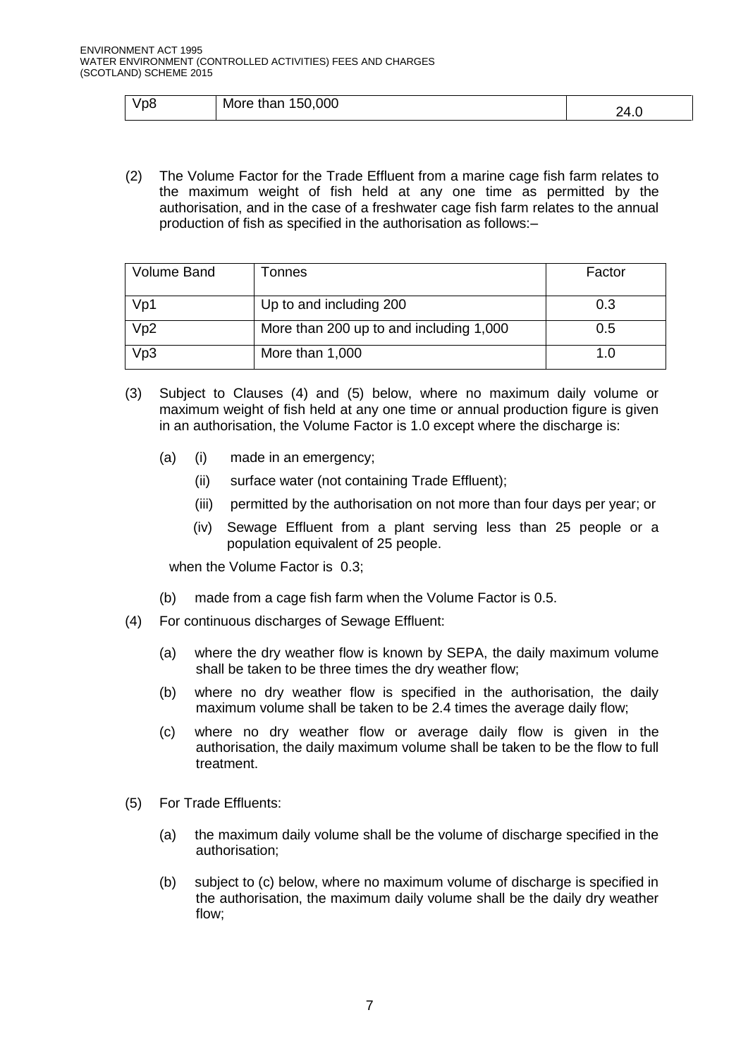| Vp8 | More than 150,000 | 24.0 |
|---|---|---|

(2) The Volume Factor for the Trade Effluent from a marine cage fish farm relates to the maximum weight of fish held at any one time as permitted by the authorisation, and in the case of a freshwater cage fish farm relates to the annual production of fish as specified in the authorisation as follows:–

| Volume Band | Tonnes | Factor |
|---|---|---|
| Vp1 | Up to and including 200 | 0.3 |
| Vp2 | More than 200 up to and including 1,000 | 0.5 |
| Vp3 | More than 1,000 | 1.0 |

(3) Subject to Clauses (4) and (5) below, where no maximum daily volume or maximum weight of fish held at any one time or annual production figure is given in an authorisation, the Volume Factor is 1.0 except where the discharge is:

(a) (i) made in an emergency;

(ii) surface water (not containing Trade Effluent);

(iii) permitted by the authorisation on not more than four days per year; or

(iv) Sewage Effluent from a plant serving less than 25 people or a population equivalent of 25 people.

when the Volume Factor is 0.3;

(b) made from a cage fish farm when the Volume Factor is 0.5.

(4) For continuous discharges of Sewage Effluent:

(a) where the dry weather flow is known by SEPA, the daily maximum volume shall be taken to be three times the dry weather flow;

(b) where no dry weather flow is specified in the authorisation, the daily maximum volume shall be taken to be 2.4 times the average daily flow;

(c) where no dry weather flow or average daily flow is given in the authorisation, the daily maximum volume shall be taken to be the flow to full treatment.

(5) For Trade Effluents:

(a) the maximum daily volume shall be the volume of discharge specified in the authorisation;

(b) subject to (c) below, where no maximum volume of discharge is specified in the authorisation, the maximum daily volume shall be the daily dry weather flow;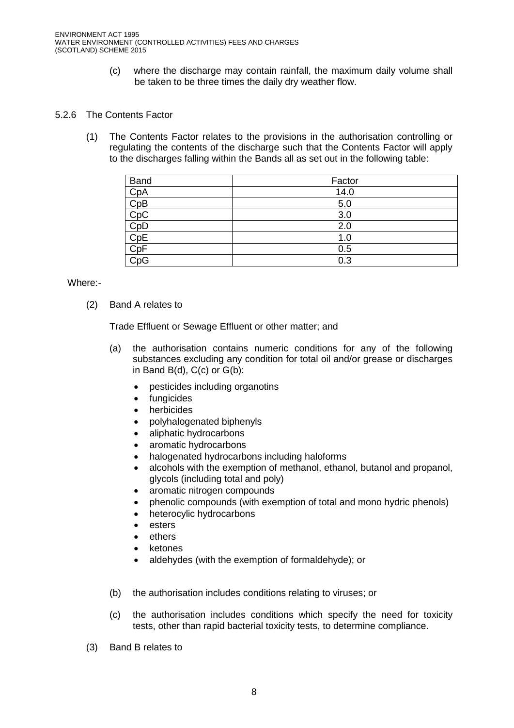(c) where the discharge may contain rainfall, the maximum daily volume shall be taken to be three times the daily dry weather flow.

5.2.6 The Contents Factor

(1) The Contents Factor relates to the provisions in the authorisation controlling or regulating the contents of the discharge such that the Contents Factor will apply to the discharges falling within the Bands all as set out in the following table:

| Band | Factor |
|---|---|
| CpA | 14.0 |
| CpB | 5.0 |
| CpC | 3.0 |
| CpD | 2.0 |
| CpE | 1.0 |
| CpF | 0.5 |
| CpG | 0.3 |

Where:-

(2) Band A relates to

Trade Effluent or Sewage Effluent or other matter; and

(a) the authorisation contains numeric conditions for any of the following substances excluding any condition for total oil and/or grease or discharges in Band B(d), C(c) or G(b):

- pesticides including organotins
- fungicides
- herbicides
- polyhalogenated biphenyls
- aliphatic hydrocarbons
- aromatic hydrocarbons
- halogenated hydrocarbons including haloforms
- alcohols with the exemption of methanol, ethanol, butanol and propanol, glycols (including total and poly)
- aromatic nitrogen compounds
- phenolic compounds (with exemption of total and mono hydric phenols)
- heterocylic hydrocarbons
- esters
- ethers
- ketones
- aldehydes (with the exemption of formaldehyde); or

(b) the authorisation includes conditions relating to viruses; or

(c) the authorisation includes conditions which specify the need for toxicity tests, other than rapid bacterial toxicity tests, to determine compliance.

(3) Band B relates to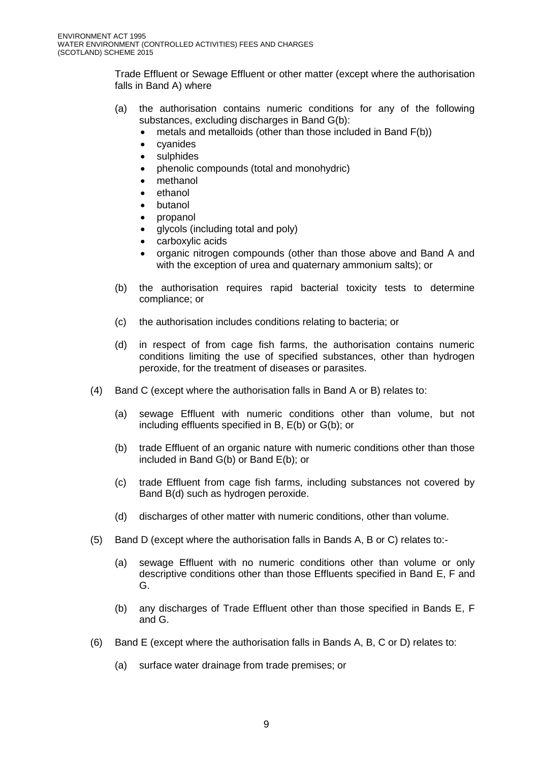Trade Effluent or Sewage Effluent or other matter (except where the authorisation falls in Band A) where

(a) the authorisation contains numeric conditions for any of the following substances, excluding discharges in Band G(b):
- metals and metalloids (other than those included in Band F(b))
- cyanides
- sulphides
- phenolic compounds (total and monohydric)
- methanol
- ethanol
- butanol
- propanol
- glycols (including total and poly)
- carboxylic acids
- organic nitrogen compounds (other than those above and Band A and with the exception of urea and quaternary ammonium salts); or

(b) the authorisation requires rapid bacterial toxicity tests to determine compliance; or

(c) the authorisation includes conditions relating to bacteria; or

(d) in respect of from cage fish farms, the authorisation contains numeric conditions limiting the use of specified substances, other than hydrogen peroxide, for the treatment of diseases or parasites.

(4) Band C (except where the authorisation falls in Band A or B) relates to:

(a) sewage Effluent with numeric conditions other than volume, but not including effluents specified in B, E(b) or G(b); or

(b) trade Effluent of an organic nature with numeric conditions other than those included in Band G(b) or Band E(b); or

(c) trade Effluent from cage fish farms, including substances not covered by Band B(d) such as hydrogen peroxide.

(d) discharges of other matter with numeric conditions, other than volume.

(5) Band D (except where the authorisation falls in Bands A, B or C) relates to:-

(a) sewage Effluent with no numeric conditions other than volume or only descriptive conditions other than those Effluents specified in Band E, F and G.

(b) any discharges of Trade Effluent other than those specified in Bands E, F and G.

(6) Band E (except where the authorisation falls in Bands A, B, C or D) relates to:

(a) surface water drainage from trade premises; or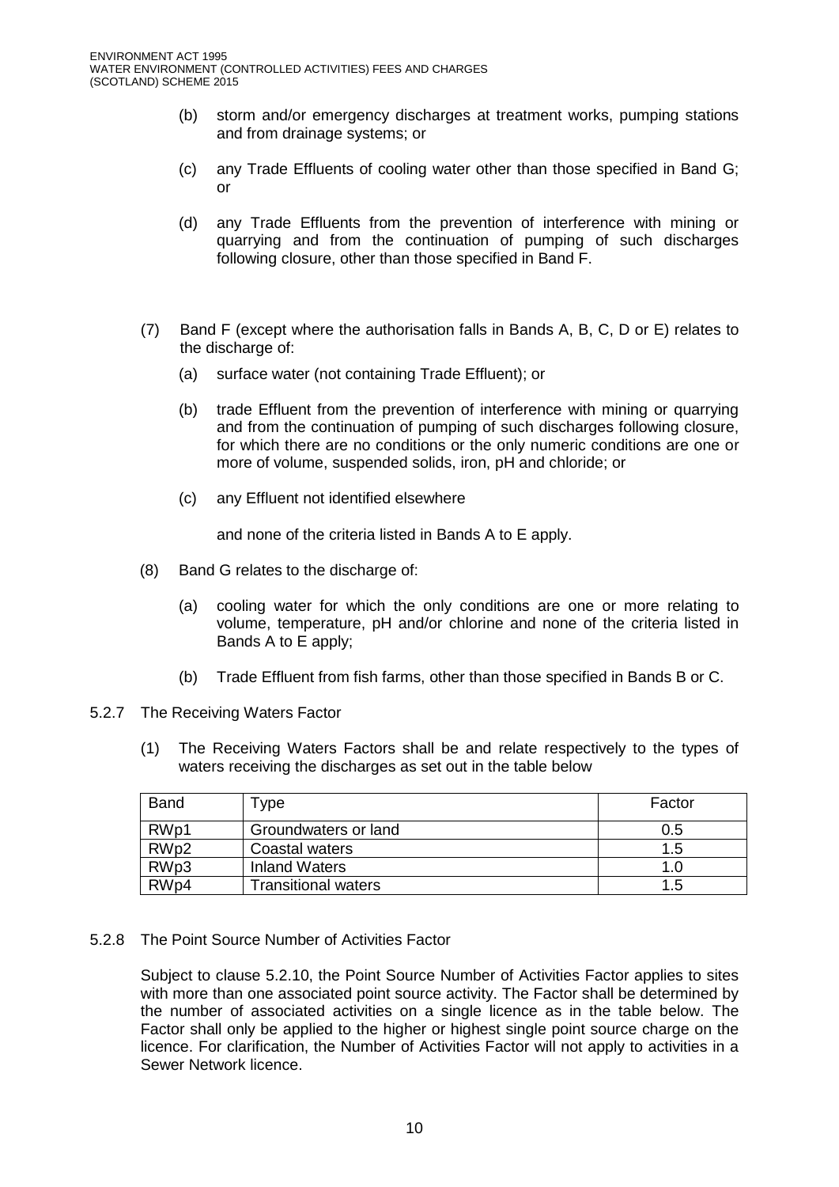(b) storm and/or emergency discharges at treatment works, pumping stations and from drainage systems; or

(c) any Trade Effluents of cooling water other than those specified in Band G; or

(d) any Trade Effluents from the prevention of interference with mining or quarrying and from the continuation of pumping of such discharges following closure, other than those specified in Band F.

(7) Band F (except where the authorisation falls in Bands A, B, C, D or E) relates to the discharge of:

(a) surface water (not containing Trade Effluent); or

(b) trade Effluent from the prevention of interference with mining or quarrying and from the continuation of pumping of such discharges following closure, for which there are no conditions or the only numeric conditions are one or more of volume, suspended solids, iron, pH and chloride; or

(c) any Effluent not identified elsewhere

and none of the criteria listed in Bands A to E apply.

(8) Band G relates to the discharge of:

(a) cooling water for which the only conditions are one or more relating to volume, temperature, pH and/or chlorine and none of the criteria listed in Bands A to E apply;

(b) Trade Effluent from fish farms, other than those specified in Bands B or C.

5.2.7 The Receiving Waters Factor

(1) The Receiving Waters Factors shall be and relate respectively to the types of waters receiving the discharges as set out in the table below

| Band | Type | Factor |
|---|---|---|
| RWp1 | Groundwaters or land | 0.5 |
| RWp2 | Coastal waters | 1.5 |
| RWp3 | Inland Waters | 1.0 |
| RWp4 | Transitional waters | 1.5 |

5.2.8 The Point Source Number of Activities Factor

Subject to clause 5.2.10, the Point Source Number of Activities Factor applies to sites with more than one associated point source activity. The Factor shall be determined by the number of associated activities on a single licence as in the table below. The Factor shall only be applied to the higher or highest single point source charge on the licence. For clarification, the Number of Activities Factor will not apply to activities in a Sewer Network licence.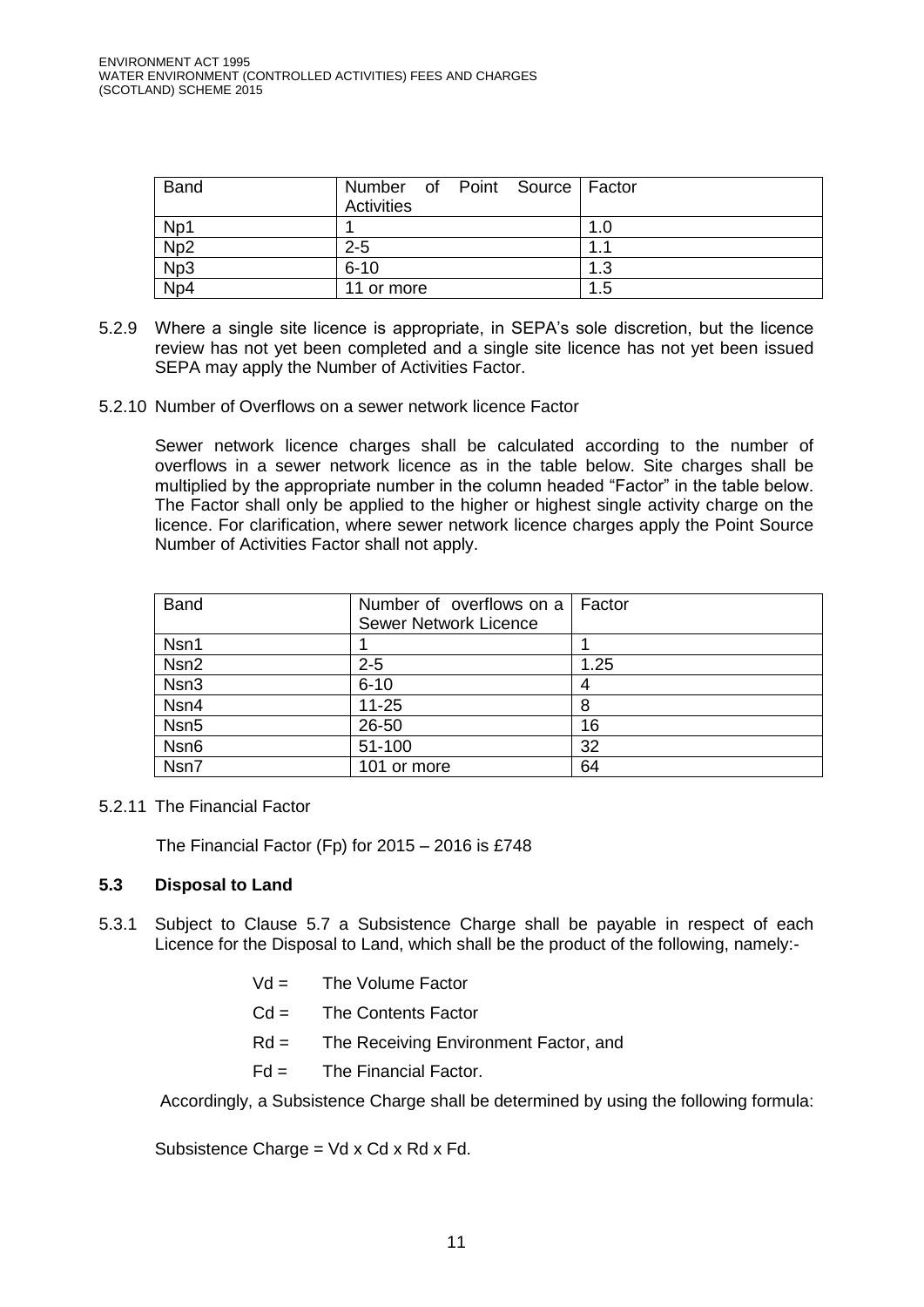| Band | Number of Point Source Activities | Factor |
|---|---|---|
| Np1 | 1 | 1.0 |
| Np2 | 2-5 | 1.1 |
| Np3 | 6-10 | 1.3 |
| Np4 | 11 or more | 1.5 |

5.2.9 Where a single site licence is appropriate, in SEPA's sole discretion, but the licence review has not yet been completed and a single site licence has not yet been issued SEPA may apply the Number of Activities Factor.

5.2.10 Number of Overflows on a sewer network licence Factor

Sewer network licence charges shall be calculated according to the number of overflows in a sewer network licence as in the table below. Site charges shall be multiplied by the appropriate number in the column headed "Factor" in the table below. The Factor shall only be applied to the higher or highest single activity charge on the licence. For clarification, where sewer network licence charges apply the Point Source Number of Activities Factor shall not apply.

| Band | Number of overflows on a Sewer Network Licence | Factor |
|---|---|---|
| Nsn1 | 1 | 1 |
| Nsn2 | 2-5 | 1.25 |
| Nsn3 | 6-10 | 4 |
| Nsn4 | 11-25 | 8 |
| Nsn5 | 26-50 | 16 |
| Nsn6 | 51-100 | 32 |
| Nsn7 | 101 or more | 64 |

5.2.11 The Financial Factor

The Financial Factor (Fp) for 2015 – 2016 is £748

### 5.3 Disposal to Land

5.3.1 Subject to Clause 5.7 a Subsistence Charge shall be payable in respect of each Licence for the Disposal to Land, which shall be the product of the following, namely:-

- Vd = The Volume Factor
- Cd = The Contents Factor
- Rd = The Receiving Environment Factor, and
- Fd = The Financial Factor.

Accordingly, a Subsistence Charge shall be determined by using the following formula:

Subsistence Charge = Vd x Cd x Rd x Fd.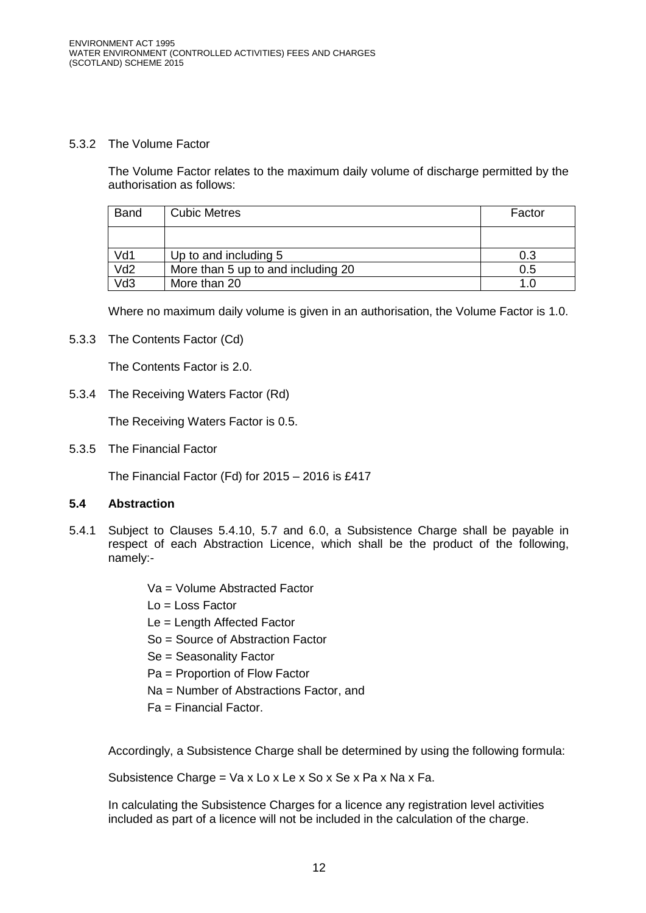5.3.2 The Volume Factor

The Volume Factor relates to the maximum daily volume of discharge permitted by the authorisation as follows:

| Band | Cubic Metres | Factor |
|---|---|---|
| | | |
| Vd1 | Up to and including 5 | 0.3 |
| Vd2 | More than 5 up to and including 20 | 0.5 |
| Vd3 | More than 20 | 1.0 |

Where no maximum daily volume is given in an authorisation, the Volume Factor is 1.0.

5.3.3 The Contents Factor (Cd)

The Contents Factor is 2.0.

5.3.4 The Receiving Waters Factor (Rd)

The Receiving Waters Factor is 0.5.

5.3.5 The Financial Factor

The Financial Factor (Fd) for 2015 – 2016 is £417

### 5.4 Abstraction

5.4.1 Subject to Clauses 5.4.10, 5.7 and 6.0, a Subsistence Charge shall be payable in respect of each Abstraction Licence, which shall be the product of the following, namely:-

Va = Volume Abstracted Factor
Lo = Loss Factor
Le = Length Affected Factor
So = Source of Abstraction Factor
Se = Seasonality Factor
Pa = Proportion of Flow Factor
Na = Number of Abstractions Factor, and
Fa = Financial Factor.

Accordingly, a Subsistence Charge shall be determined by using the following formula:

Subsistence Charge = Va x Lo x Le x So x Se x Pa x Na x Fa.

In calculating the Subsistence Charges for a licence any registration level activities included as part of a licence will not be included in the calculation of the charge.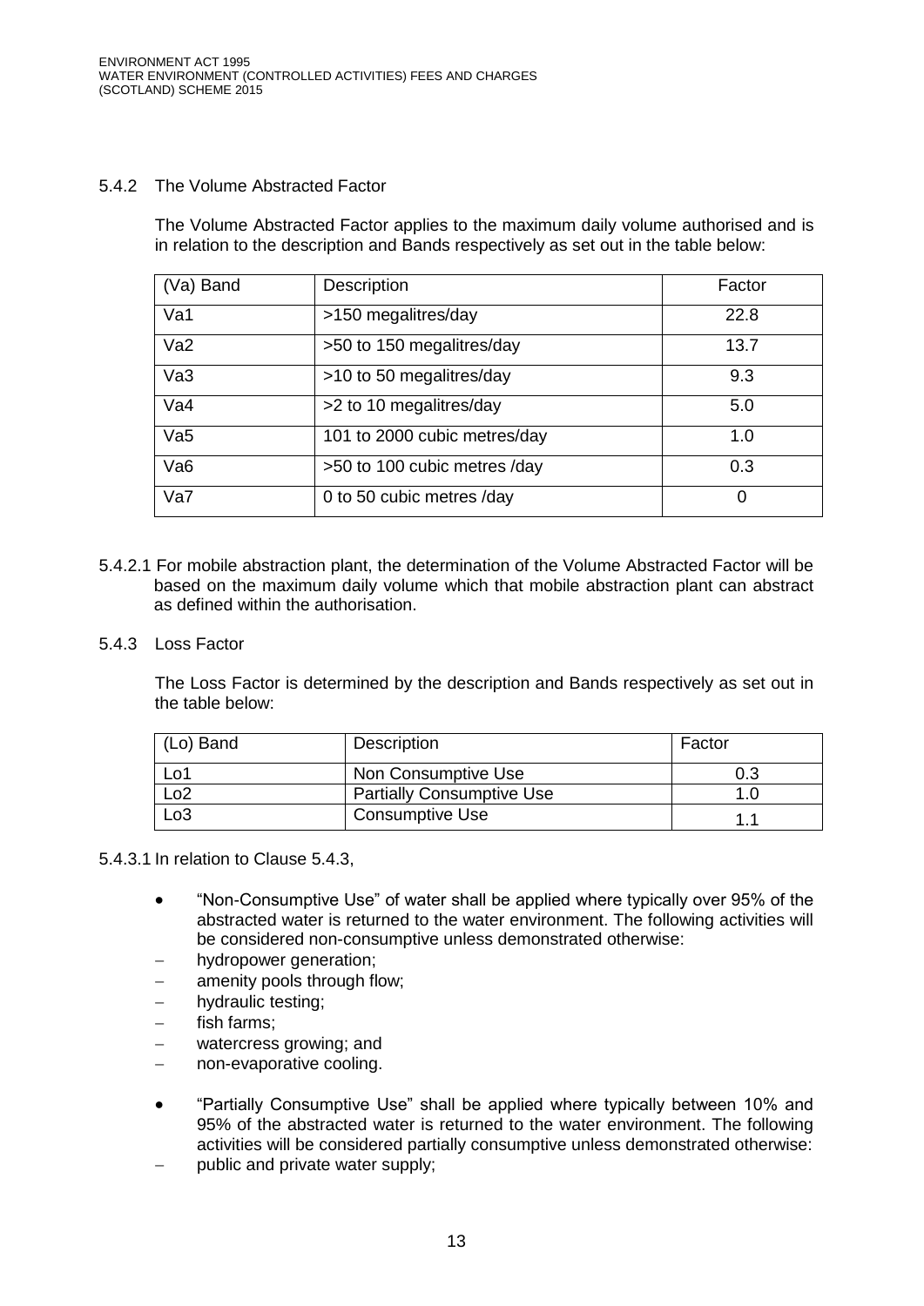### 5.4.2 The Volume Abstracted Factor

The Volume Abstracted Factor applies to the maximum daily volume authorised and is in relation to the description and Bands respectively as set out in the table below:

| (Va) Band | Description | Factor |
|---|---|---|
| Va1 | >150 megalitres/day | 22.8 |
| Va2 | >50 to 150 megalitres/day | 13.7 |
| Va3 | >10 to 50 megalitres/day | 9.3 |
| Va4 | >2 to 10 megalitres/day | 5.0 |
| Va5 | 101 to 2000 cubic metres/day | 1.0 |
| Va6 | >50 to 100 cubic metres /day | 0.3 |
| Va7 | 0 to 50 cubic metres /day | 0 |

5.4.2.1 For mobile abstraction plant, the determination of the Volume Abstracted Factor will be based on the maximum daily volume which that mobile abstraction plant can abstract as defined within the authorisation.

### 5.4.3 Loss Factor

The Loss Factor is determined by the description and Bands respectively as set out in the table below:

| (Lo) Band | Description | Factor |
|---|---|---|
| Lo1 | Non Consumptive Use | 0.3 |
| Lo2 | Partially Consumptive Use | 1.0 |
| Lo3 | Consumptive Use | 1.1 |

5.4.3.1 In relation to Clause 5.4.3,

- "Non-Consumptive Use" of water shall be applied where typically over 95% of the abstracted water is returned to the water environment. The following activities will be considered non-consumptive unless demonstrated otherwise:
  - hydropower generation;
  - amenity pools through flow;
  - hydraulic testing;
  - fish farms;
  - watercress growing; and
  - non-evaporative cooling.
- "Partially Consumptive Use" shall be applied where typically between 10% and 95% of the abstracted water is returned to the water environment. The following activities will be considered partially consumptive unless demonstrated otherwise:
  - public and private water supply;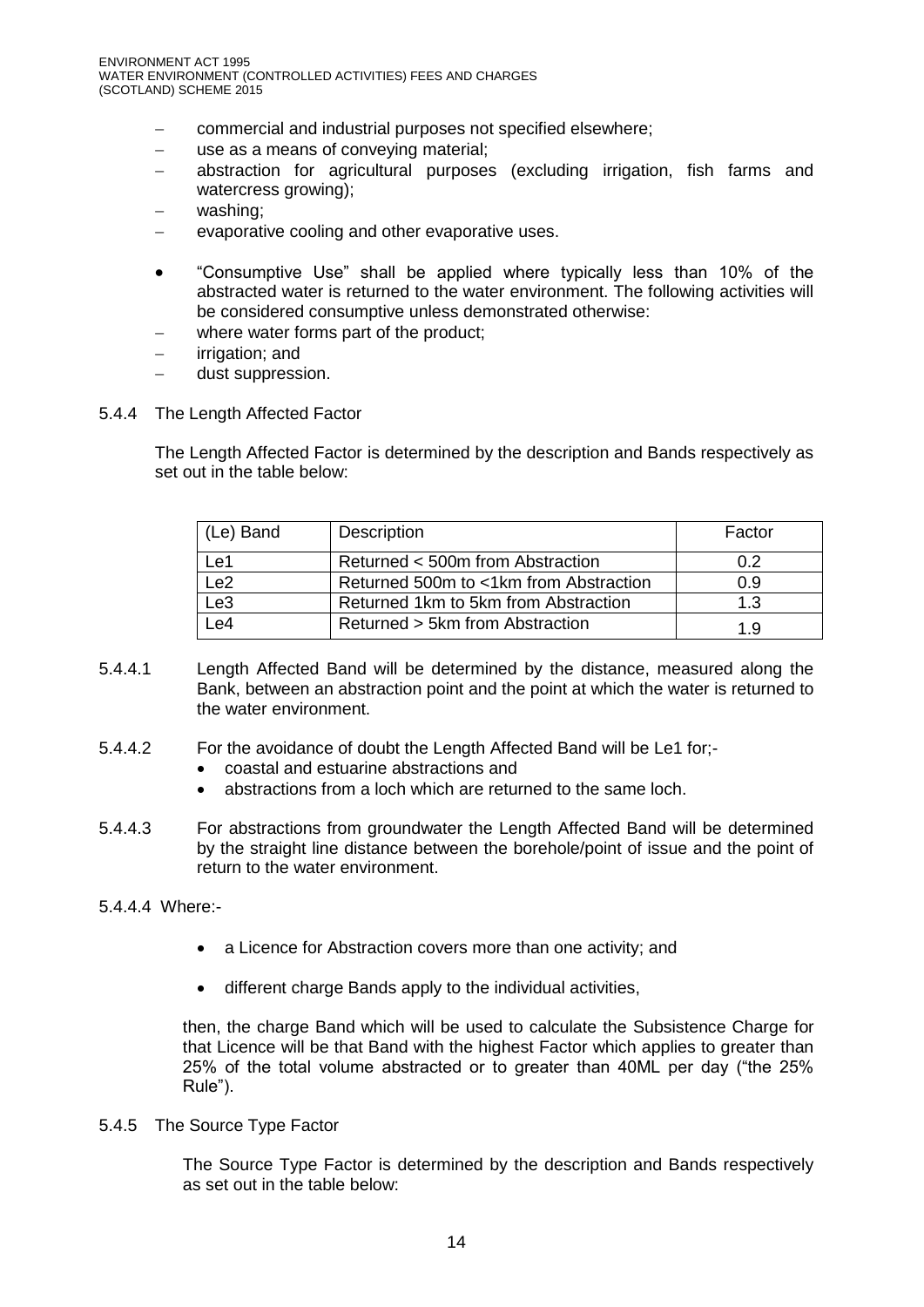- commercial and industrial purposes not specified elsewhere;
- use as a means of conveying material;
- abstraction for agricultural purposes (excluding irrigation, fish farms and watercress growing);
- washing;
- evaporative cooling and other evaporative uses.

- "Consumptive Use" shall be applied where typically less than 10% of the abstracted water is returned to the water environment. The following activities will be considered consumptive unless demonstrated otherwise:
  - where water forms part of the product;
  - irrigation; and
  - dust suppression.

### 5.4.4 The Length Affected Factor

The Length Affected Factor is determined by the description and Bands respectively as set out in the table below:

| (Le) Band | Description | Factor |
|---|---|---|
| Le1 | Returned < 500m from Abstraction | 0.2 |
| Le2 | Returned 500m to <1km from Abstraction | 0.9 |
| Le3 | Returned 1km to 5km from Abstraction | 1.3 |
| Le4 | Returned > 5km from Abstraction | 1.9 |

5.4.4.1 Length Affected Band will be determined by the distance, measured along the Bank, between an abstraction point and the point at which the water is returned to the water environment.

5.4.4.2 For the avoidance of doubt the Length Affected Band will be Le1 for;-

- coastal and estuarine abstractions and
- abstractions from a loch which are returned to the same loch.

5.4.4.3 For abstractions from groundwater the Length Affected Band will be determined by the straight line distance between the borehole/point of issue and the point of return to the water environment.

5.4.4.4 Where:-

- a Licence for Abstraction covers more than one activity; and
- different charge Bands apply to the individual activities,

then, the charge Band which will be used to calculate the Subsistence Charge for that Licence will be that Band with the highest Factor which applies to greater than 25% of the total volume abstracted or to greater than 40ML per day ("the 25% Rule").

### 5.4.5 The Source Type Factor

The Source Type Factor is determined by the description and Bands respectively as set out in the table below: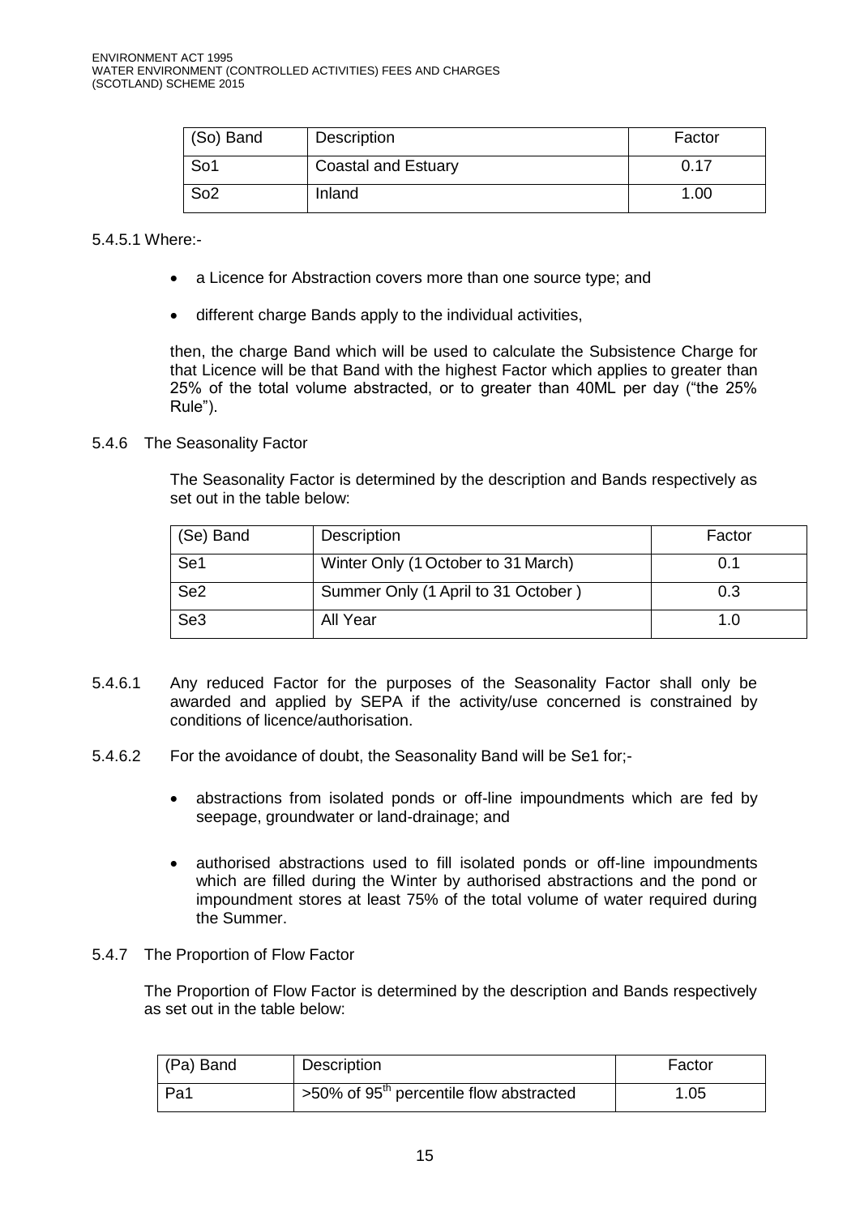| (So) Band | Description | Factor |
| --- | --- | --- |
| So1 | Coastal and Estuary | 0.17 |
| So2 | Inland | 1.00 |

5.4.5.1 Where:-

- a Licence for Abstraction covers more than one source type; and
- different charge Bands apply to the individual activities,

then, the charge Band which will be used to calculate the Subsistence Charge for that Licence will be that Band with the highest Factor which applies to greater than 25% of the total volume abstracted, or to greater than 40ML per day ("the 25% Rule").

5.4.6 The Seasonality Factor

The Seasonality Factor is determined by the description and Bands respectively as set out in the table below:

| (Se) Band | Description | Factor |
| --- | --- | --- |
| Se1 | Winter Only (1 October to 31 March) | 0.1 |
| Se2 | Summer Only (1 April to 31 October ) | 0.3 |
| Se3 | All Year | 1.0 |

5.4.6.1 Any reduced Factor for the purposes of the Seasonality Factor shall only be awarded and applied by SEPA if the activity/use concerned is constrained by conditions of licence/authorisation.

5.4.6.2 For the avoidance of doubt, the Seasonality Band will be Se1 for;-

- abstractions from isolated ponds or off-line impoundments which are fed by seepage, groundwater or land-drainage; and
- authorised abstractions used to fill isolated ponds or off-line impoundments which are filled during the Winter by authorised abstractions and the pond or impoundment stores at least 75% of the total volume of water required during the Summer.

5.4.7 The Proportion of Flow Factor

The Proportion of Flow Factor is determined by the description and Bands respectively as set out in the table below:

| (Pa) Band | Description | Factor |
| --- | --- | --- |
| Pa1 | >50% of 95th percentile flow abstracted | 1.05 |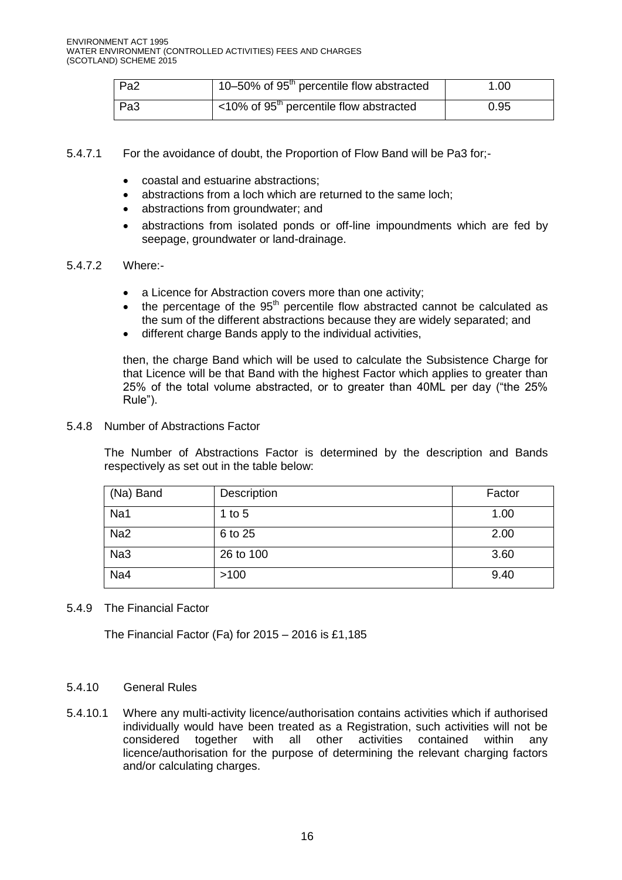| Pa2 | 10–50% of 95$^{th}$ percentile flow abstracted | 1.00 |
|---|---|---|
| Pa3 | <10% of 95$^{th}$ percentile flow abstracted | 0.95 |

5.4.7.1 For the avoidance of doubt, the Proportion of Flow Band will be Pa3 for;-

- coastal and estuarine abstractions;
- abstractions from a loch which are returned to the same loch;
- abstractions from groundwater; and
- abstractions from isolated ponds or off-line impoundments which are fed by seepage, groundwater or land-drainage.

5.4.7.2 Where:-

- a Licence for Abstraction covers more than one activity;
- the percentage of the 95$^{th}$ percentile flow abstracted cannot be calculated as the sum of the different abstractions because they are widely separated; and
- different charge Bands apply to the individual activities,

then, the charge Band which will be used to calculate the Subsistence Charge for that Licence will be that Band with the highest Factor which applies to greater than 25% of the total volume abstracted, or to greater than 40ML per day ("the 25% Rule").

5.4.8 Number of Abstractions Factor

The Number of Abstractions Factor is determined by the description and Bands respectively as set out in the table below:

| (Na) Band | Description | Factor |
|---|---|---|
| Na1 | 1 to 5 | 1.00 |
| Na2 | 6 to 25 | 2.00 |
| Na3 | 26 to 100 | 3.60 |
| Na4 | >100 | 9.40 |

5.4.9 The Financial Factor

The Financial Factor (Fa) for 2015 – 2016 is £1,185

5.4.10 General Rules

5.4.10.1 Where any multi-activity licence/authorisation contains activities which if authorised individually would have been treated as a Registration, such activities will not be considered together with all other activities contained within any licence/authorisation for the purpose of determining the relevant charging factors and/or calculating charges.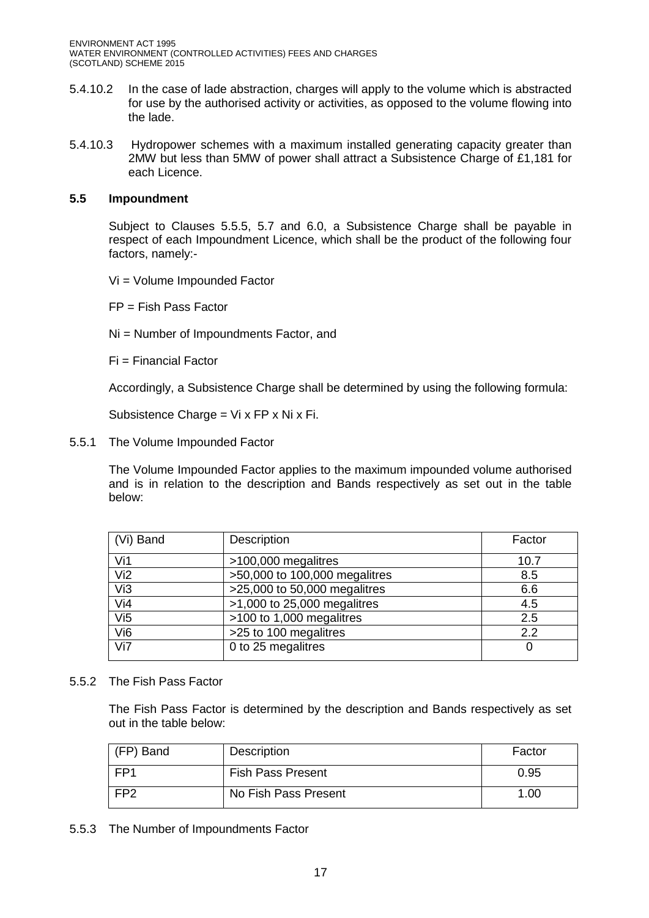5.4.10.2 In the case of lade abstraction, charges will apply to the volume which is abstracted for use by the authorised activity or activities, as opposed to the volume flowing into the lade.

5.4.10.3 Hydropower schemes with a maximum installed generating capacity greater than 2MW but less than 5MW of power shall attract a Subsistence Charge of £1,181 for each Licence.

## 5.5 Impoundment

Subject to Clauses 5.5.5, 5.7 and 6.0, a Subsistence Charge shall be payable in respect of each Impoundment Licence, which shall be the product of the following four factors, namely:-

Vi = Volume Impounded Factor

FP = Fish Pass Factor

Ni = Number of Impoundments Factor, and

Fi = Financial Factor

Accordingly, a Subsistence Charge shall be determined by using the following formula:

Subsistence Charge = Vi x FP x Ni x Fi.

5.5.1 The Volume Impounded Factor

The Volume Impounded Factor applies to the maximum impounded volume authorised and is in relation to the description and Bands respectively as set out in the table below:

| (Vi) Band | Description | Factor |
|---|---|---|
| Vi1 | >100,000 megalitres | 10.7 |
| Vi2 | >50,000 to 100,000 megalitres | 8.5 |
| Vi3 | >25,000 to 50,000 megalitres | 6.6 |
| Vi4 | >1,000 to 25,000 megalitres | 4.5 |
| Vi5 | >100 to 1,000 megalitres | 2.5 |
| Vi6 | >25 to 100 megalitres | 2.2 |
| Vi7 | 0 to 25 megalitres | 0 |

5.5.2 The Fish Pass Factor

The Fish Pass Factor is determined by the description and Bands respectively as set out in the table below:

| (FP) Band | Description | Factor |
|---|---|---|
| FP1 | Fish Pass Present | 0.95 |
| FP2 | No Fish Pass Present | 1.00 |

5.5.3 The Number of Impoundments Factor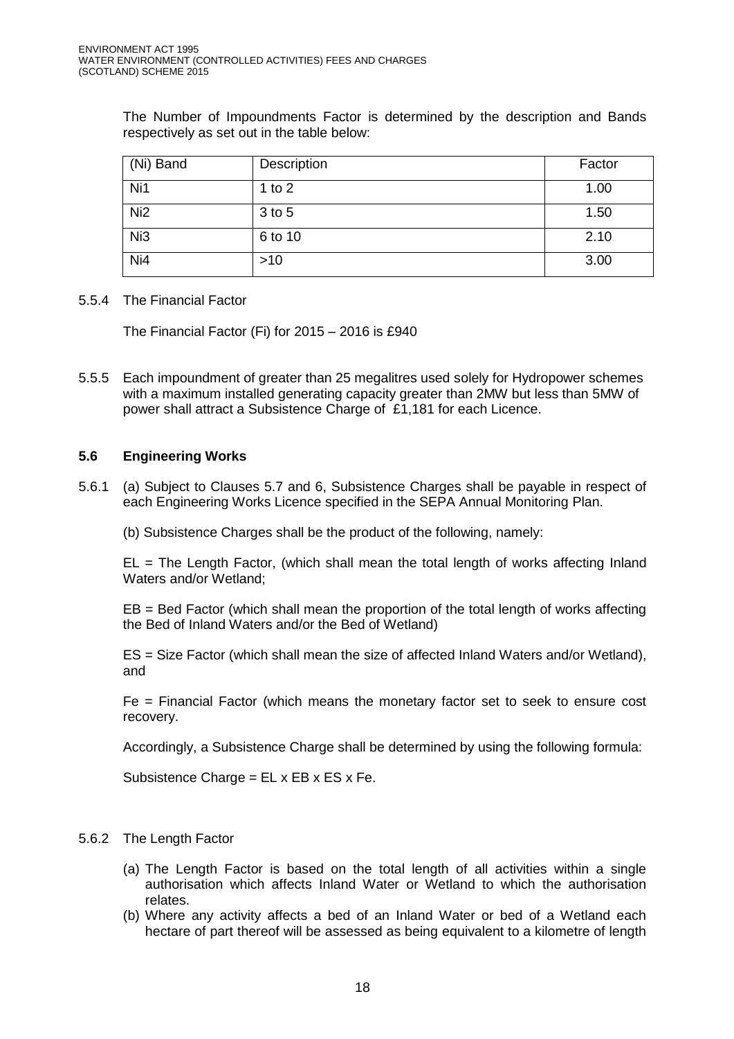The Number of Impoundments Factor is determined by the description and Bands respectively as set out in the table below:

| (Ni) Band | Description | Factor |
|---|---|---|
| Ni1 | 1 to 2 | 1.00 |
| Ni2 | 3 to 5 | 1.50 |
| Ni3 | 6 to 10 | 2.10 |
| Ni4 | >10 | 3.00 |

5.5.4 The Financial Factor

The Financial Factor (Fi) for 2015 – 2016 is £940

5.5.5 Each impoundment of greater than 25 megalitres used solely for Hydropower schemes with a maximum installed generating capacity greater than 2MW but less than 5MW of power shall attract a Subsistence Charge of £1,181 for each Licence.

### 5.6 Engineering Works

5.6.1 (a) Subject to Clauses 5.7 and 6, Subsistence Charges shall be payable in respect of each Engineering Works Licence specified in the SEPA Annual Monitoring Plan.

(b) Subsistence Charges shall be the product of the following, namely:

EL = The Length Factor, (which shall mean the total length of works affecting Inland Waters and/or Wetland;

EB = Bed Factor (which shall mean the proportion of the total length of works affecting the Bed of Inland Waters and/or the Bed of Wetland)

ES = Size Factor (which shall mean the size of affected Inland Waters and/or Wetland), and

Fe = Financial Factor (which means the monetary factor set to seek to ensure cost recovery.

Accordingly, a Subsistence Charge shall be determined by using the following formula:

Subsistence Charge = EL x EB x ES x Fe.

5.6.2 The Length Factor

(a) The Length Factor is based on the total length of all activities within a single authorisation which affects Inland Water or Wetland to which the authorisation relates.

(b) Where any activity affects a bed of an Inland Water or bed of a Wetland each hectare of part thereof will be assessed as being equivalent to a kilometre of length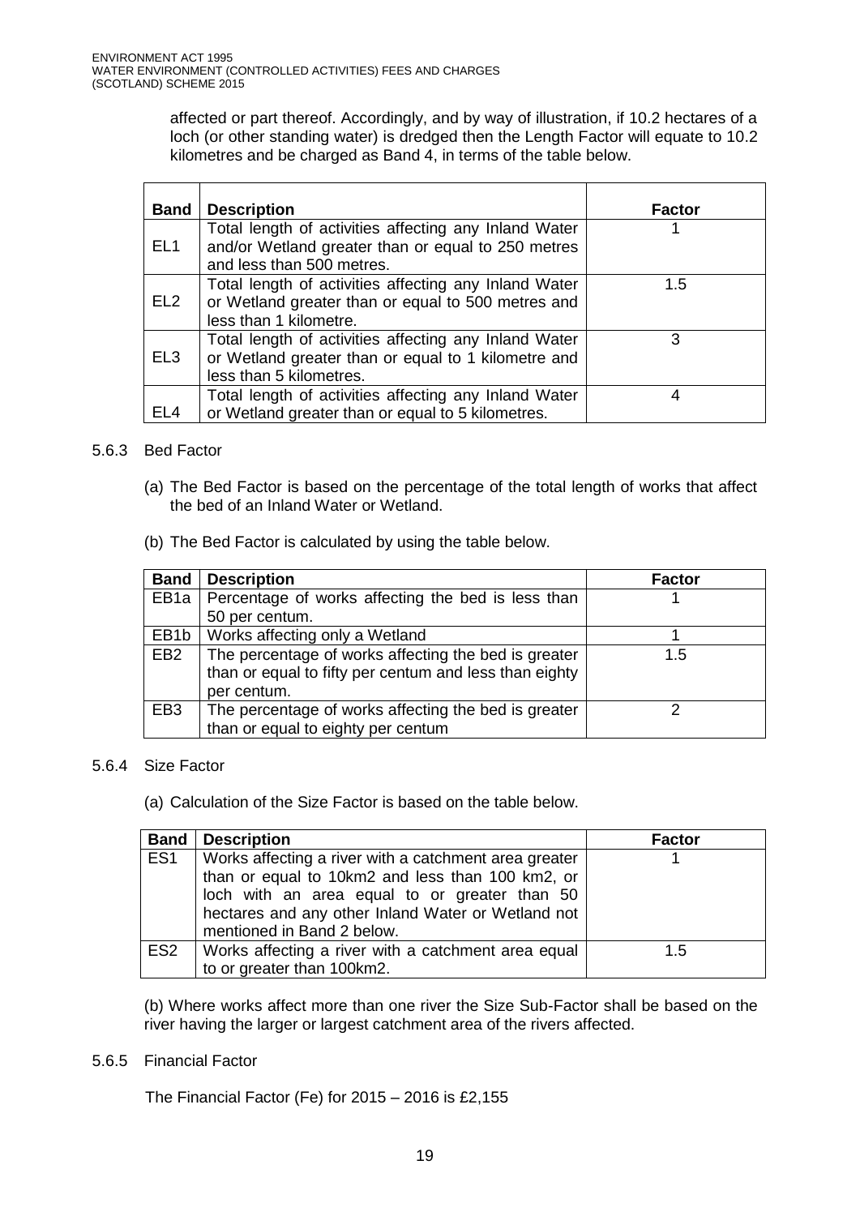affected or part thereof. Accordingly, and by way of illustration, if 10.2 hectares of a loch (or other standing water) is dredged then the Length Factor will equate to 10.2 kilometres and be charged as Band 4, in terms of the table below.

| Band | Description | Factor |
|---|---|---|
| EL1 | Total length of activities affecting any Inland Water and/or Wetland greater than or equal to 250 metres and less than 500 metres. | 1 |
| EL2 | Total length of activities affecting any Inland Water or Wetland greater than or equal to 500 metres and less than 1 kilometre. | 1.5 |
| EL3 | Total length of activities affecting any Inland Water or Wetland greater than or equal to 1 kilometre and less than 5 kilometres. | 3 |
| EL4 | Total length of activities affecting any Inland Water or Wetland greater than or equal to 5 kilometres. | 4 |

5.6.3 Bed Factor

(a) The Bed Factor is based on the percentage of the total length of works that affect the bed of an Inland Water or Wetland.

(b) The Bed Factor is calculated by using the table below.

| Band | Description | Factor |
|---|---|---|
| EB1a | Percentage of works affecting the bed is less than 50 per centum. | 1 |
| EB1b | Works affecting only a Wetland | 1 |
| EB2 | The percentage of works affecting the bed is greater than or equal to fifty per centum and less than eighty per centum. | 1.5 |
| EB3 | The percentage of works affecting the bed is greater than or equal to eighty per centum | 2 |

5.6.4 Size Factor

(a) Calculation of the Size Factor is based on the table below.

| Band | Description | Factor |
|---|---|---|
| ES1 | Works affecting a river with a catchment area greater than or equal to 10km2 and less than 100 km2, or loch with an area equal to or greater than 50 hectares and any other Inland Water or Wetland not mentioned in Band 2 below. | 1 |
| ES2 | Works affecting a river with a catchment area equal to or greater than 100km2. | 1.5 |

(b) Where works affect more than one river the Size Sub-Factor shall be based on the river having the larger or largest catchment area of the rivers affected.

5.6.5 Financial Factor

The Financial Factor (Fe) for 2015 – 2016 is £2,155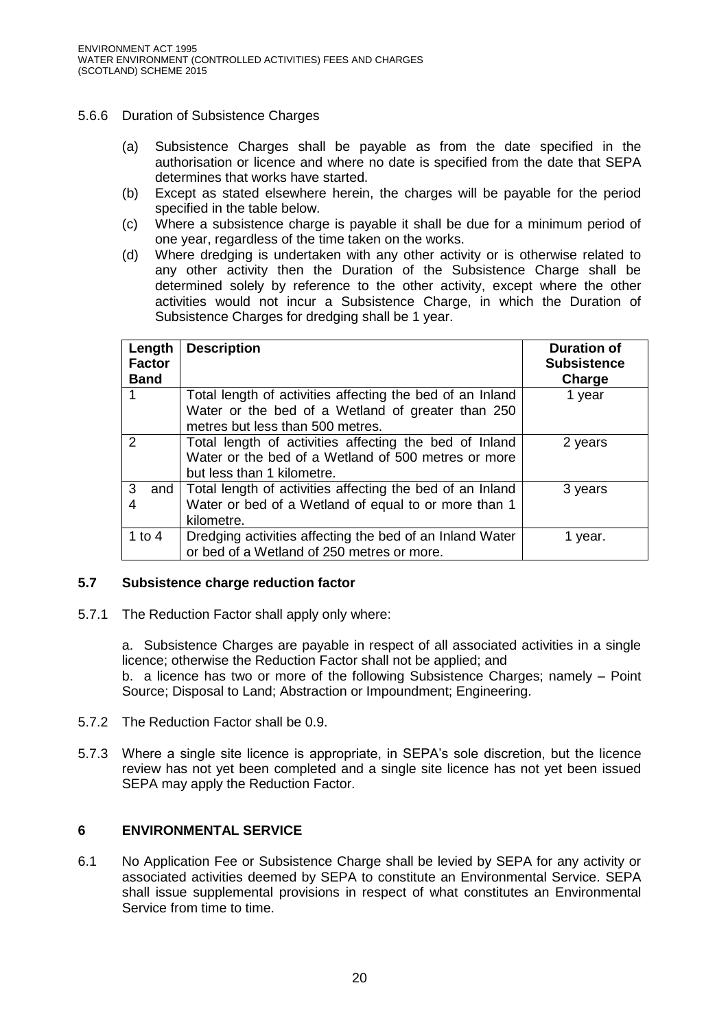5.6.6 Duration of Subsistence Charges

(a) Subsistence Charges shall be payable as from the date specified in the authorisation or licence and where no date is specified from the date that SEPA determines that works have started.
(b) Except as stated elsewhere herein, the charges will be payable for the period specified in the table below.
(c) Where a subsistence charge is payable it shall be due for a minimum period of one year, regardless of the time taken on the works.
(d) Where dredging is undertaken with any other activity or is otherwise related to any other activity then the Duration of the Subsistence Charge shall be determined solely by reference to the other activity, except where the other activities would not incur a Subsistence Charge, in which the Duration of Subsistence Charges for dredging shall be 1 year.

| Length Factor Band | Description | Duration of Subsistence Charge |
|---|---|---|
| 1 | Total length of activities affecting the bed of an Inland Water or the bed of a Wetland of greater than 250 metres but less than 500 metres. | 1 year |
| 2 | Total length of activities affecting the bed of Inland Water or the bed of a Wetland of 500 metres or more but less than 1 kilometre. | 2 years |
| 3 and 4 | Total length of activities affecting the bed of an Inland Water or bed of a Wetland of equal to or more than 1 kilometre. | 3 years |
| 1 to 4 | Dredging activities affecting the bed of an Inland Water or bed of a Wetland of 250 metres or more. | 1 year. |

## 5.7 Subsistence charge reduction factor

5.7.1 The Reduction Factor shall apply only where:

a. Subsistence Charges are payable in respect of all associated activities in a single licence; otherwise the Reduction Factor shall not be applied; and
b. a licence has two or more of the following Subsistence Charges; namely – Point Source; Disposal to Land; Abstraction or Impoundment; Engineering.

5.7.2 The Reduction Factor shall be 0.9.

5.7.3 Where a single site licence is appropriate, in SEPA's sole discretion, but the licence review has not yet been completed and a single site licence has not yet been issued SEPA may apply the Reduction Factor.

## 6 ENVIRONMENTAL SERVICE

6.1 No Application Fee or Subsistence Charge shall be levied by SEPA for any activity or associated activities deemed by SEPA to constitute an Environmental Service. SEPA shall issue supplemental provisions in respect of what constitutes an Environmental Service from time to time.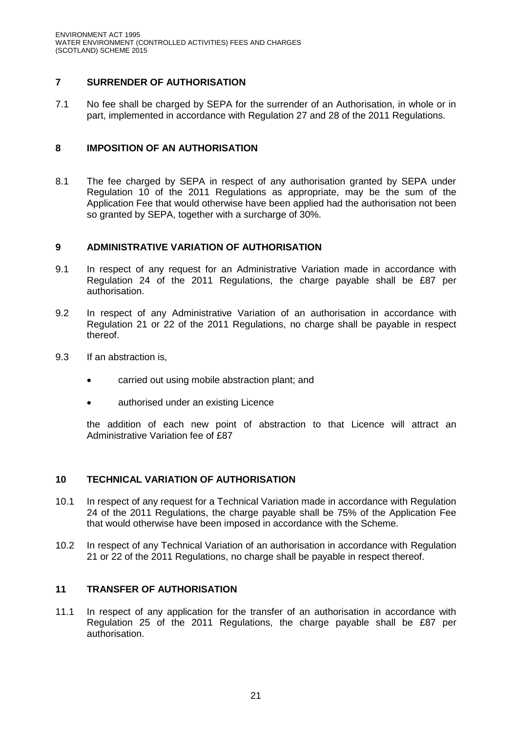## 7 SURRENDER OF AUTHORISATION

7.1 No fee shall be charged by SEPA for the surrender of an Authorisation, in whole or in part, implemented in accordance with Regulation 27 and 28 of the 2011 Regulations.

## 8 IMPOSITION OF AN AUTHORISATION

8.1 The fee charged by SEPA in respect of any authorisation granted by SEPA under Regulation 10 of the 2011 Regulations as appropriate, may be the sum of the Application Fee that would otherwise have been applied had the authorisation not been so granted by SEPA, together with a surcharge of 30%.

## 9 ADMINISTRATIVE VARIATION OF AUTHORISATION

9.1 In respect of any request for an Administrative Variation made in accordance with Regulation 24 of the 2011 Regulations, the charge payable shall be £87 per authorisation.

9.2 In respect of any Administrative Variation of an authorisation in accordance with Regulation 21 or 22 of the 2011 Regulations, no charge shall be payable in respect thereof.

9.3 If an abstraction is,

- carried out using mobile abstraction plant; and
- authorised under an existing Licence

the addition of each new point of abstraction to that Licence will attract an Administrative Variation fee of £87

## 10 TECHNICAL VARIATION OF AUTHORISATION

10.1 In respect of any request for a Technical Variation made in accordance with Regulation 24 of the 2011 Regulations, the charge payable shall be 75% of the Application Fee that would otherwise have been imposed in accordance with the Scheme.

10.2 In respect of any Technical Variation of an authorisation in accordance with Regulation 21 or 22 of the 2011 Regulations, no charge shall be payable in respect thereof.

## 11 TRANSFER OF AUTHORISATION

11.1 In respect of any application for the transfer of an authorisation in accordance with Regulation 25 of the 2011 Regulations, the charge payable shall be £87 per authorisation.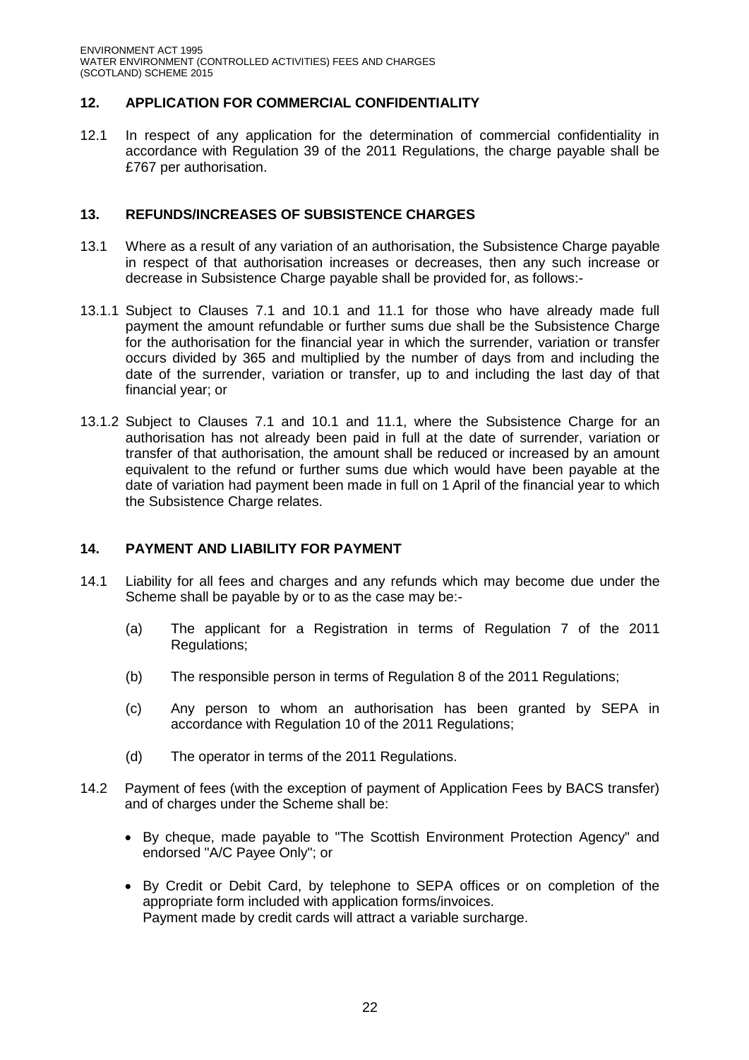## 12. APPLICATION FOR COMMERCIAL CONFIDENTIALITY

12.1 In respect of any application for the determination of commercial confidentiality in accordance with Regulation 39 of the 2011 Regulations, the charge payable shall be £767 per authorisation.

## 13. REFUNDS/INCREASES OF SUBSISTENCE CHARGES

13.1 Where as a result of any variation of an authorisation, the Subsistence Charge payable in respect of that authorisation increases or decreases, then any such increase or decrease in Subsistence Charge payable shall be provided for, as follows:-

13.1.1 Subject to Clauses 7.1 and 10.1 and 11.1 for those who have already made full payment the amount refundable or further sums due shall be the Subsistence Charge for the authorisation for the financial year in which the surrender, variation or transfer occurs divided by 365 and multiplied by the number of days from and including the date of the surrender, variation or transfer, up to and including the last day of that financial year; or

13.1.2 Subject to Clauses 7.1 and 10.1 and 11.1, where the Subsistence Charge for an authorisation has not already been paid in full at the date of surrender, variation or transfer of that authorisation, the amount shall be reduced or increased by an amount equivalent to the refund or further sums due which would have been payable at the date of variation had payment been made in full on 1 April of the financial year to which the Subsistence Charge relates.

## 14. PAYMENT AND LIABILITY FOR PAYMENT

14.1 Liability for all fees and charges and any refunds which may become due under the Scheme shall be payable by or to as the case may be:-

(a) The applicant for a Registration in terms of Regulation 7 of the 2011 Regulations;

(b) The responsible person in terms of Regulation 8 of the 2011 Regulations;

(c) Any person to whom an authorisation has been granted by SEPA in accordance with Regulation 10 of the 2011 Regulations;

(d) The operator in terms of the 2011 Regulations.

14.2 Payment of fees (with the exception of payment of Application Fees by BACS transfer) and of charges under the Scheme shall be:

- By cheque, made payable to "The Scottish Environment Protection Agency" and endorsed "A/C Payee Only"; or
- By Credit or Debit Card, by telephone to SEPA offices or on completion of the appropriate form included with application forms/invoices.
  Payment made by credit cards will attract a variable surcharge.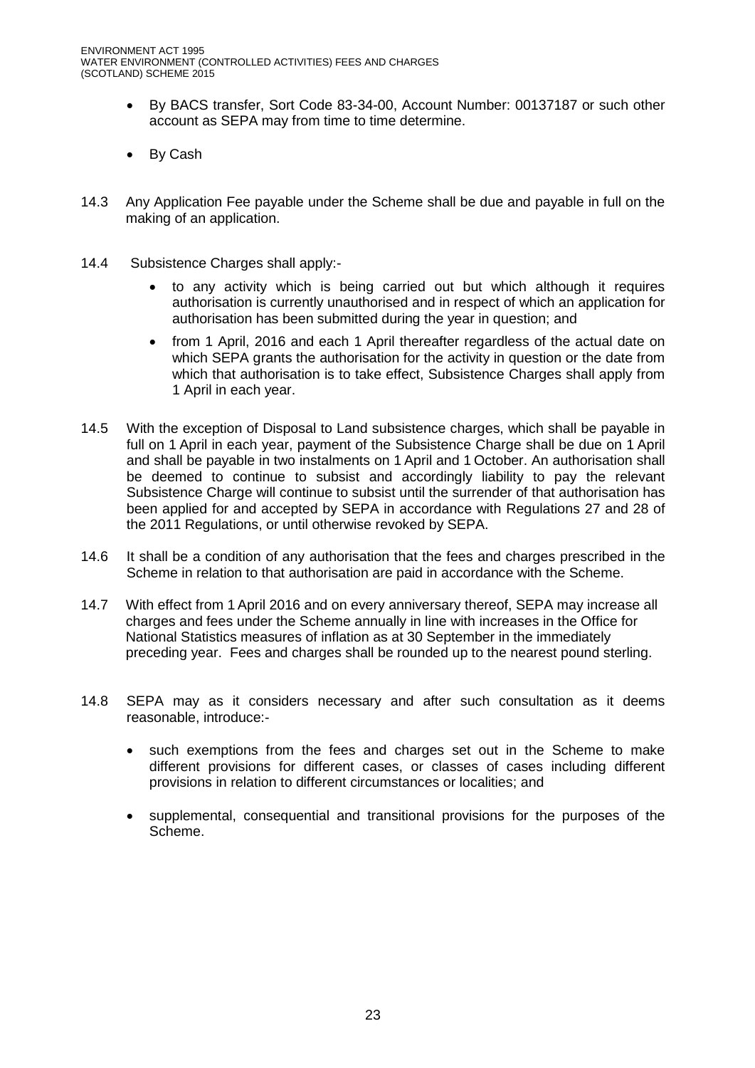- By BACS transfer, Sort Code 83-34-00, Account Number: 00137187 or such other account as SEPA may from time to time determine.
- By Cash

14.3 Any Application Fee payable under the Scheme shall be due and payable in full on the making of an application.

14.4 Subsistence Charges shall apply:-

- to any activity which is being carried out but which although it requires authorisation is currently unauthorised and in respect of which an application for authorisation has been submitted during the year in question; and
- from 1 April, 2016 and each 1 April thereafter regardless of the actual date on which SEPA grants the authorisation for the activity in question or the date from which that authorisation is to take effect, Subsistence Charges shall apply from 1 April in each year.

14.5 With the exception of Disposal to Land subsistence charges, which shall be payable in full on 1 April in each year, payment of the Subsistence Charge shall be due on 1 April and shall be payable in two instalments on 1 April and 1 October. An authorisation shall be deemed to continue to subsist and accordingly liability to pay the relevant Subsistence Charge will continue to subsist until the surrender of that authorisation has been applied for and accepted by SEPA in accordance with Regulations 27 and 28 of the 2011 Regulations, or until otherwise revoked by SEPA.

14.6 It shall be a condition of any authorisation that the fees and charges prescribed in the Scheme in relation to that authorisation are paid in accordance with the Scheme.

14.7 With effect from 1 April 2016 and on every anniversary thereof, SEPA may increase all charges and fees under the Scheme annually in line with increases in the Office for National Statistics measures of inflation as at 30 September in the immediately preceding year. Fees and charges shall be rounded up to the nearest pound sterling.

14.8 SEPA may as it considers necessary and after such consultation as it deems reasonable, introduce:-

- such exemptions from the fees and charges set out in the Scheme to make different provisions for different cases, or classes of cases including different provisions in relation to different circumstances or localities; and
- supplemental, consequential and transitional provisions for the purposes of the Scheme.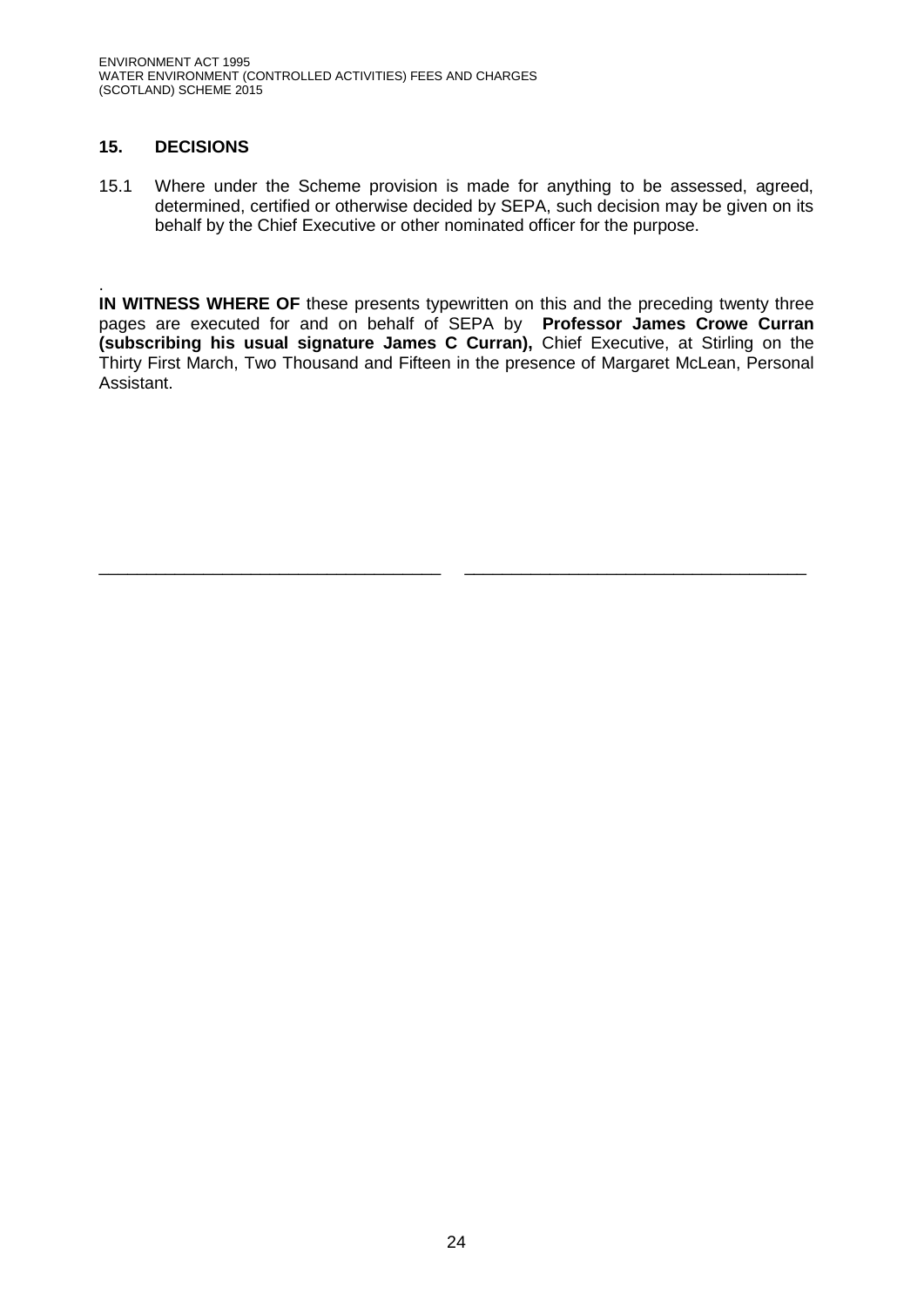## 15. DECISIONS

15.1 Where under the Scheme provision is made for anything to be assessed, agreed, determined, certified or otherwise decided by SEPA, such decision may be given on its behalf by the Chief Executive or other nominated officer for the purpose.

.

**IN WITNESS WHERE OF** these presents typewritten on this and the preceding twenty three pages are executed for and on behalf of SEPA by **Professor James Crowe Curran (subscribing his usual signature James C Curran),** Chief Executive, at Stirling on the Thirty First March, Two Thousand and Fifteen in the presence of Margaret McLean, Personal Assistant.

\_\_\_\_\_\_\_\_\_\_\_\_\_\_\_\_\_\_\_\_\_\_\_\_\_\_\_\_\_\_\_\_\_\_\_ \_\_\_\_\_\_\_\_\_\_\_\_\_\_\_\_\_\_\_\_\_\_\_\_\_\_\_\_\_\_\_\_\_\_\_